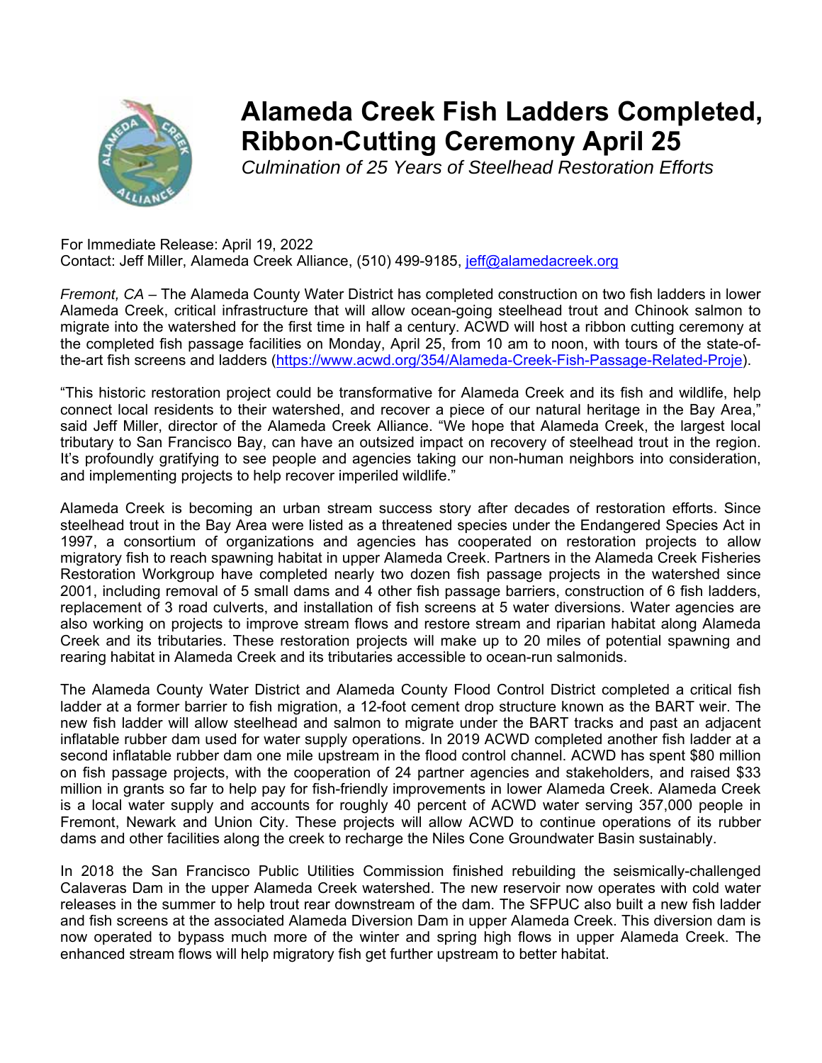# Alameda Creek Fish Ladders Completed, Ribbon-Cutting Ceremony April 25

*Culmination of 25 Years of Steelhead Restoration Efforts*

For Immediate Release: April 19, 2022
Contact: Jeff Miller, Alameda Creek Alliance, (510) 499-9185, jeff@alamedacreek.org

*Fremont, CA* – The Alameda County Water District has completed construction on two fish ladders in lower Alameda Creek, critical infrastructure that will allow ocean-going steelhead trout and Chinook salmon to migrate into the watershed for the first time in half a century. ACWD will host a ribbon cutting ceremony at the completed fish passage facilities on Monday, April 25, from 10 am to noon, with tours of the state-of-the-art fish screens and ladders (https://www.acwd.org/354/Alameda-Creek-Fish-Passage-Related-Proje).

"This historic restoration project could be transformative for Alameda Creek and its fish and wildlife, help connect local residents to their watershed, and recover a piece of our natural heritage in the Bay Area," said Jeff Miller, director of the Alameda Creek Alliance. "We hope that Alameda Creek, the largest local tributary to San Francisco Bay, can have an outsized impact on recovery of steelhead trout in the region. It's profoundly gratifying to see people and agencies taking our non-human neighbors into consideration, and implementing projects to help recover imperiled wildlife."

Alameda Creek is becoming an urban stream success story after decades of restoration efforts. Since steelhead trout in the Bay Area were listed as a threatened species under the Endangered Species Act in 1997, a consortium of organizations and agencies has cooperated on restoration projects to allow migratory fish to reach spawning habitat in upper Alameda Creek. Partners in the Alameda Creek Fisheries Restoration Workgroup have completed nearly two dozen fish passage projects in the watershed since 2001, including removal of 5 small dams and 4 other fish passage barriers, construction of 6 fish ladders, replacement of 3 road culverts, and installation of fish screens at 5 water diversions. Water agencies are also working on projects to improve stream flows and restore stream and riparian habitat along Alameda Creek and its tributaries. These restoration projects will make up to 20 miles of potential spawning and rearing habitat in Alameda Creek and its tributaries accessible to ocean-run salmonids.

The Alameda County Water District and Alameda County Flood Control District completed a critical fish ladder at a former barrier to fish migration, a 12-foot cement drop structure known as the BART weir. The new fish ladder will allow steelhead and salmon to migrate under the BART tracks and past an adjacent inflatable rubber dam used for water supply operations. In 2019 ACWD completed another fish ladder at a second inflatable rubber dam one mile upstream in the flood control channel. ACWD has spent $80 million on fish passage projects, with the cooperation of 24 partner agencies and stakeholders, and raised $33 million in grants so far to help pay for fish-friendly improvements in lower Alameda Creek. Alameda Creek is a local water supply and accounts for roughly 40 percent of ACWD water serving 357,000 people in Fremont, Newark and Union City. These projects will allow ACWD to continue operations of its rubber dams and other facilities along the creek to recharge the Niles Cone Groundwater Basin sustainably.

In 2018 the San Francisco Public Utilities Commission finished rebuilding the seismically-challenged Calaveras Dam in the upper Alameda Creek watershed. The new reservoir now operates with cold water releases in the summer to help trout rear downstream of the dam. The SFPUC also built a new fish ladder and fish screens at the associated Alameda Diversion Dam in upper Alameda Creek. This diversion dam is now operated to bypass much more of the winter and spring high flows in upper Alameda Creek. The enhanced stream flows will help migratory fish get further upstream to better habitat.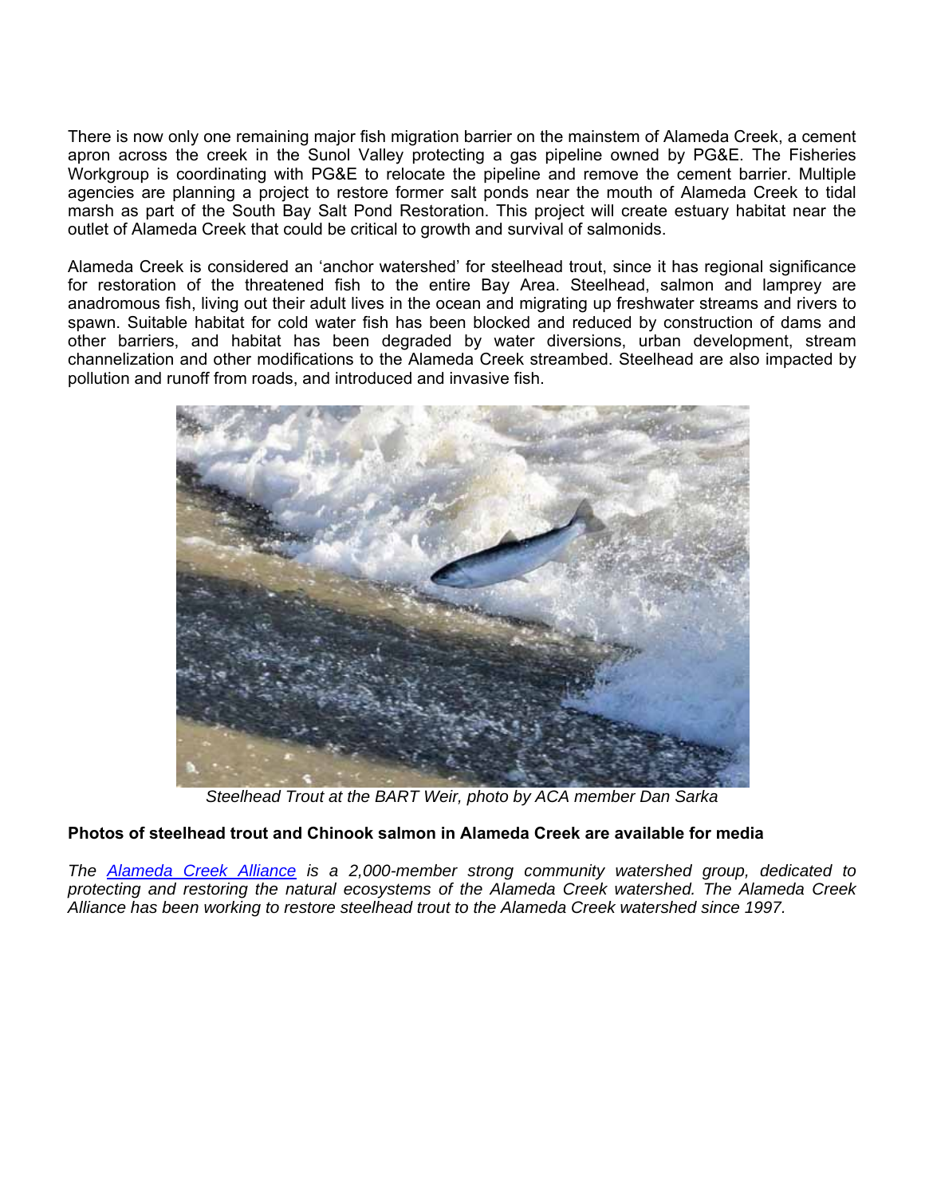There is now only one remaining major fish migration barrier on the mainstem of Alameda Creek, a cement apron across the creek in the Sunol Valley protecting a gas pipeline owned by PG&E. The Fisheries Workgroup is coordinating with PG&E to relocate the pipeline and remove the cement barrier. Multiple agencies are planning a project to restore former salt ponds near the mouth of Alameda Creek to tidal marsh as part of the South Bay Salt Pond Restoration. This project will create estuary habitat near the outlet of Alameda Creek that could be critical to growth and survival of salmonids.

Alameda Creek is considered an 'anchor watershed' for steelhead trout, since it has regional significance for restoration of the threatened fish to the entire Bay Area. Steelhead, salmon and lamprey are anadromous fish, living out their adult lives in the ocean and migrating up freshwater streams and rivers to spawn. Suitable habitat for cold water fish has been blocked and reduced by construction of dams and other barriers, and habitat has been degraded by water diversions, urban development, stream channelization and other modifications to the Alameda Creek streambed. Steelhead are also impacted by pollution and runoff from roads, and introduced and invasive fish.

*Steelhead Trout at the BART Weir, photo by ACA member Dan Sarka*

**Photos of steelhead trout and Chinook salmon in Alameda Creek are available for media**

*The [Alameda Creek Alliance] is a 2,000-member strong community watershed group, dedicated to protecting and restoring the natural ecosystems of the Alameda Creek watershed. The Alameda Creek Alliance has been working to restore steelhead trout to the Alameda Creek watershed since 1997.*